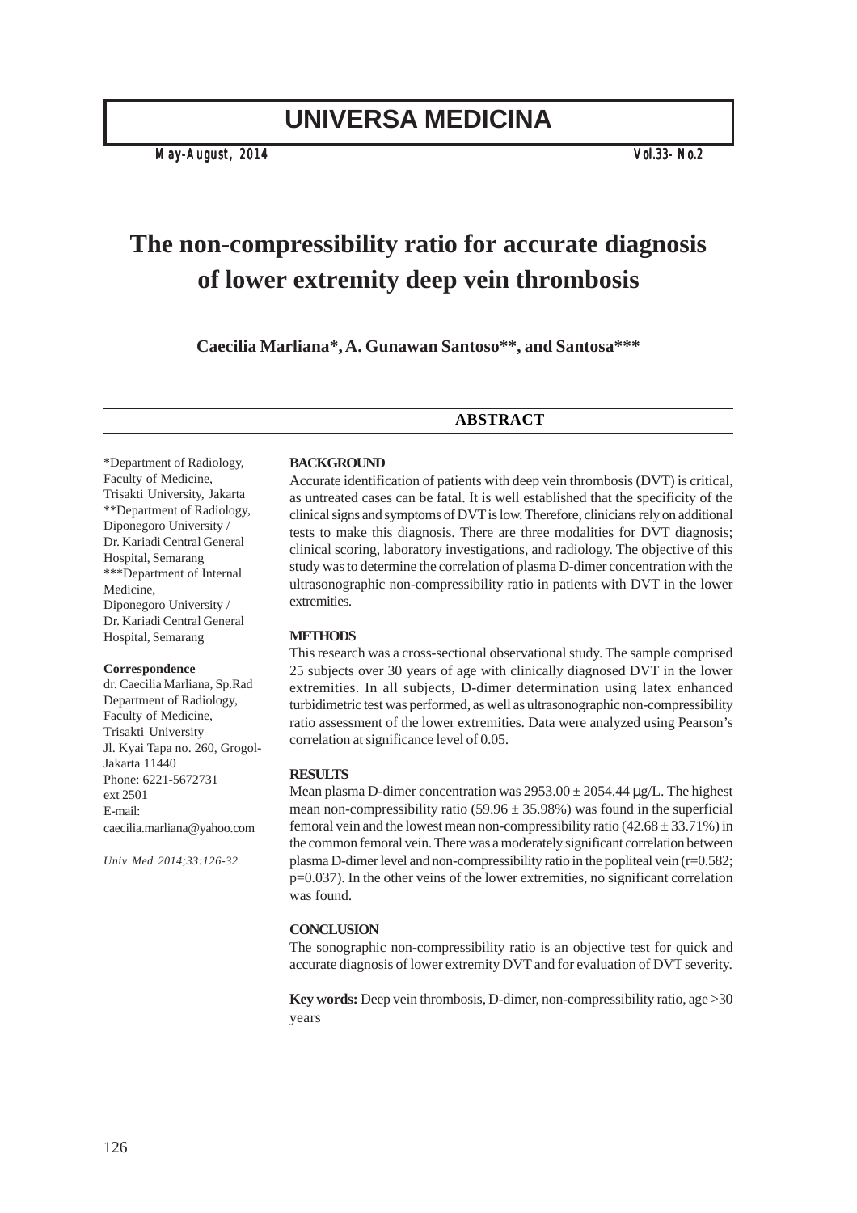# The non-compressibility ratio for accurate diagnosis of lower extremity deep vein thrombosis

**Caecilia Marliana*, A. Gunawan Santoso**, and Santosa*****

*Department of Radiology, Faculty of Medicine, Trisakti University, Jakarta
**Department of Radiology, Diponegoro University / Dr. Kariadi Central General Hospital, Semarang
***Department of Internal Medicine, Diponegoro University / Dr. Kariadi Central General Hospital, Semarang

**Correspondence**
dr. Caecilia Marliana, Sp.Rad
Department of Radiology, Faculty of Medicine, Trisakti University
Jl. Kyai Tapa no. 260, Grogol-Jakarta 11440
Phone: 6221-5672731 ext 2501
E-mail: caecilia.marliana@yahoo.com

*Univ Med 2014;33:126-32*

## ABSTRACT

### BACKGROUND

Accurate identification of patients with deep vein thrombosis (DVT) is critical, as untreated cases can be fatal. It is well established that the specificity of the clinical signs and symptoms of DVT is low. Therefore, clinicians rely on additional tests to make this diagnosis. There are three modalities for DVT diagnosis; clinical scoring, laboratory investigations, and radiology. The objective of this study was to determine the correlation of plasma D-dimer concentration with the ultrasonographic non-compressibility ratio in patients with DVT in the lower extremities.

### METHODS

This research was a cross-sectional observational study. The sample comprised 25 subjects over 30 years of age with clinically diagnosed DVT in the lower extremities. In all subjects, D-dimer determination using latex enhanced turbidimetric test was performed, as well as ultrasonographic non-compressibility ratio assessment of the lower extremities. Data were analyzed using Pearson's correlation at significance level of 0.05.

### RESULTS

Mean plasma D-dimer concentration was $2953.00 \pm 2054.44$ μg/L. The highest mean non-compressibility ratio ($59.96 \pm 35.98\%$) was found in the superficial femoral vein and the lowest mean non-compressibility ratio ($42.68 \pm 33.71\%$) in the common femoral vein. There was a moderately significant correlation between plasma D-dimer level and non-compressibility ratio in the popliteal vein ($r=0.582$; $p=0.037$). In the other veins of the lower extremities, no significant correlation was found.

### CONCLUSION

The sonographic non-compressibility ratio is an objective test for quick and accurate diagnosis of lower extremity DVT and for evaluation of DVT severity.

**Key words:** Deep vein thrombosis, D-dimer, non-compressibility ratio, age >30 years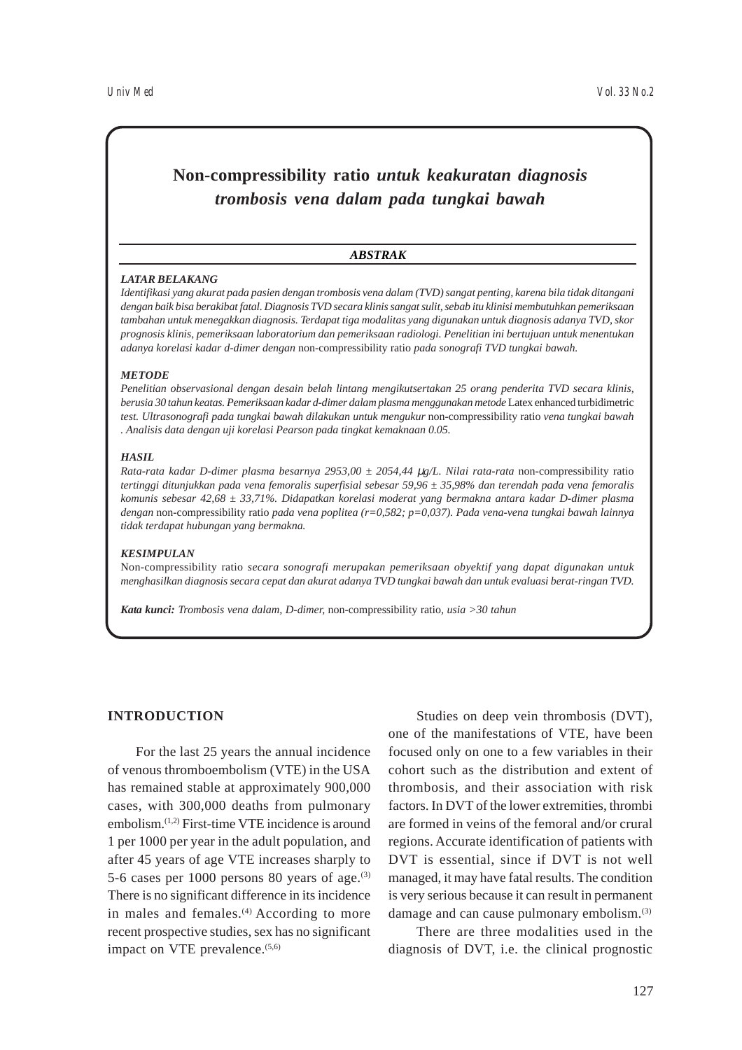# Non-compressibility ratio *untuk keakuratan diagnosis trombosis vena dalam pada tungkai bawah*

***ABSTRAK***

***LATAR BELAKANG***

*Identifikasi yang akurat pada pasien dengan trombosis vena dalam (TVD) sangat penting, karena bila tidak ditangani dengan baik bisa berakibat fatal. Diagnosis TVD secara klinis sangat sulit, sebab itu klinisi membutuhkan pemeriksaan tambahan untuk menegakkan diagnosis. Terdapat tiga modalitas yang digunakan untuk diagnosis adanya TVD, skor prognosis klinis, pemeriksaan laboratorium dan pemeriksaan radiologi. Penelitian ini bertujuan untuk menentukan adanya korelasi kadar d-dimer dengan* non-compressibility ratio *pada sonografi TVD tungkai bawah.*

***METODE***

*Penelitian observasional dengan desain belah lintang mengikutsertakan 25 orang penderita TVD secara klinis, berusia 30 tahun keatas. Pemeriksaan kadar d-dimer dalam plasma menggunakan metode* Latex enhanced turbidimetric test. *Ultrasonografi pada tungkai bawah dilakukan untuk mengukur* non-compressibility ratio *vena tungkai bawah . Analisis data dengan uji korelasi Pearson pada tingkat kemaknaan 0.05.*

***HASIL***

*Rata-rata kadar D-dimer plasma besarnya 2953,00 ± 2054,44 μg/L. Nilai rata-rata* non-compressibility ratio *tertinggi ditunjukkan pada vena femoralis superfisial sebesar 59,96 ± 35,98% dan terendah pada vena femoralis komunis sebesar 42,68 ± 33,71%. Didapatkan korelasi moderat yang bermakna antara kadar D-dimer plasma dengan* non-compressibility ratio *pada vena poplitea (r=0,582; p=0,037). Pada vena-vena tungkai bawah lainnya tidak terdapat hubungan yang bermakna.*

***KESIMPULAN***

Non-compressibility ratio *secara sonografi merupakan pemeriksaan obyektif yang dapat digunakan untuk menghasilkan diagnosis secara cepat dan akurat adanya TVD tungkai bawah dan untuk evaluasi berat-ringan TVD.*

***Kata kunci:*** *Trombosis vena dalam, D-dimer,* non-compressibility ratio*, usia >30 tahun*

## INTRODUCTION

For the last 25 years the annual incidence of venous thromboembolism (VTE) in the USA has remained stable at approximately 900,000 cases, with 300,000 deaths from pulmonary embolism.[1,2] First-time VTE incidence is around 1 per 1000 per year in the adult population, and after 45 years of age VTE increases sharply to 5-6 cases per 1000 persons 80 years of age.[3] There is no significant difference in its incidence in males and females.[4] According to more recent prospective studies, sex has no significant impact on VTE prevalence.[5,6]

Studies on deep vein thrombosis (DVT), one of the manifestations of VTE, have been focused only on one to a few variables in their cohort such as the distribution and extent of thrombosis, and their association with risk factors. In DVT of the lower extremities, thrombi are formed in veins of the femoral and/or crural regions. Accurate identification of patients with DVT is essential, since if DVT is not well managed, it may have fatal results. The condition is very serious because it can result in permanent damage and can cause pulmonary embolism.[3]

There are three modalities used in the diagnosis of DVT, i.e. the clinical prognostic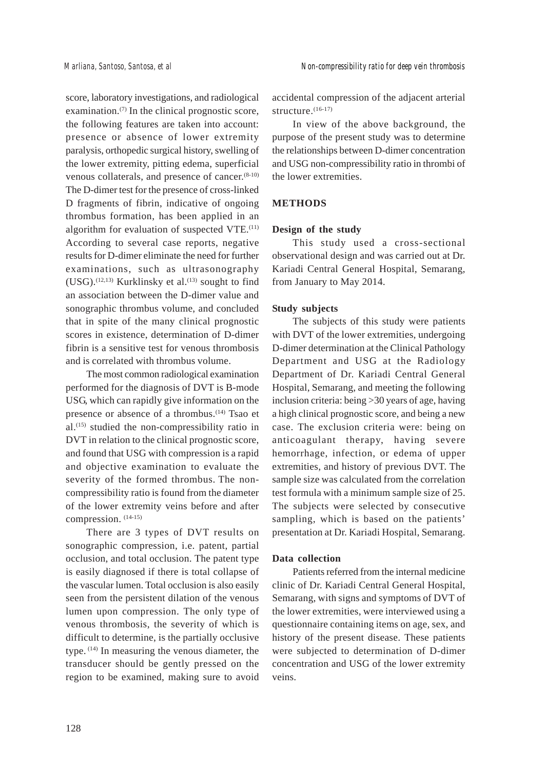score, laboratory investigations, and radiological examination.[7] In the clinical prognostic score, the following features are taken into account: presence or absence of lower extremity paralysis, orthopedic surgical history, swelling of the lower extremity, pitting edema, superficial venous collaterals, and presence of cancer.[8-10] The D-dimer test for the presence of cross-linked D fragments of fibrin, indicative of ongoing thrombus formation, has been applied in an algorithm for evaluation of suspected VTE.[11] According to several case reports, negative results for D-dimer eliminate the need for further examinations, such as ultrasonography (USG).[12,13] Kurklinsky et al.[13] sought to find an association between the D-dimer value and sonographic thrombus volume, and concluded that in spite of the many clinical prognostic scores in existence, determination of D-dimer fibrin is a sensitive test for venous thrombosis and is correlated with thrombus volume.

The most common radiological examination performed for the diagnosis of DVT is B-mode USG, which can rapidly give information on the presence or absence of a thrombus.[14] Tsao et al.[15] studied the non-compressibility ratio in DVT in relation to the clinical prognostic score, and found that USG with compression is a rapid and objective examination to evaluate the severity of the formed thrombus. The non-compressibility ratio is found from the diameter of the lower extremity veins before and after compression. [14-15]

There are 3 types of DVT results on sonographic compression, i.e. patent, partial occlusion, and total occlusion. The patent type is easily diagnosed if there is total collapse of the vascular lumen. Total occlusion is also easily seen from the persistent dilation of the venous lumen upon compression. The only type of venous thrombosis, the severity of which is difficult to determine, is the partially occlusive type. [14] In measuring the venous diameter, the transducer should be gently pressed on the region to be examined, making sure to avoid accidental compression of the adjacent arterial structure.[16-17]

In view of the above background, the purpose of the present study was to determine the relationships between D-dimer concentration and USG non-compressibility ratio in thrombi of the lower extremities.

## METHODS

### Design of the study

This study used a cross-sectional observational design and was carried out at Dr. Kariadi Central General Hospital, Semarang, from January to May 2014.

### Study subjects

The subjects of this study were patients with DVT of the lower extremities, undergoing D-dimer determination at the Clinical Pathology Department and USG at the Radiology Department of Dr. Kariadi Central General Hospital, Semarang, and meeting the following inclusion criteria: being >30 years of age, having a high clinical prognostic score, and being a new case. The exclusion criteria were: being on anticoagulant therapy, having severe hemorrhage, infection, or edema of upper extremities, and history of previous DVT. The sample size was calculated from the correlation test formula with a minimum sample size of 25. The subjects were selected by consecutive sampling, which is based on the patients' presentation at Dr. Kariadi Hospital, Semarang.

### Data collection

Patients referred from the internal medicine clinic of Dr. Kariadi Central General Hospital, Semarang, with signs and symptoms of DVT of the lower extremities, were interviewed using a questionnaire containing items on age, sex, and history of the present disease. These patients were subjected to determination of D-dimer concentration and USG of the lower extremity veins.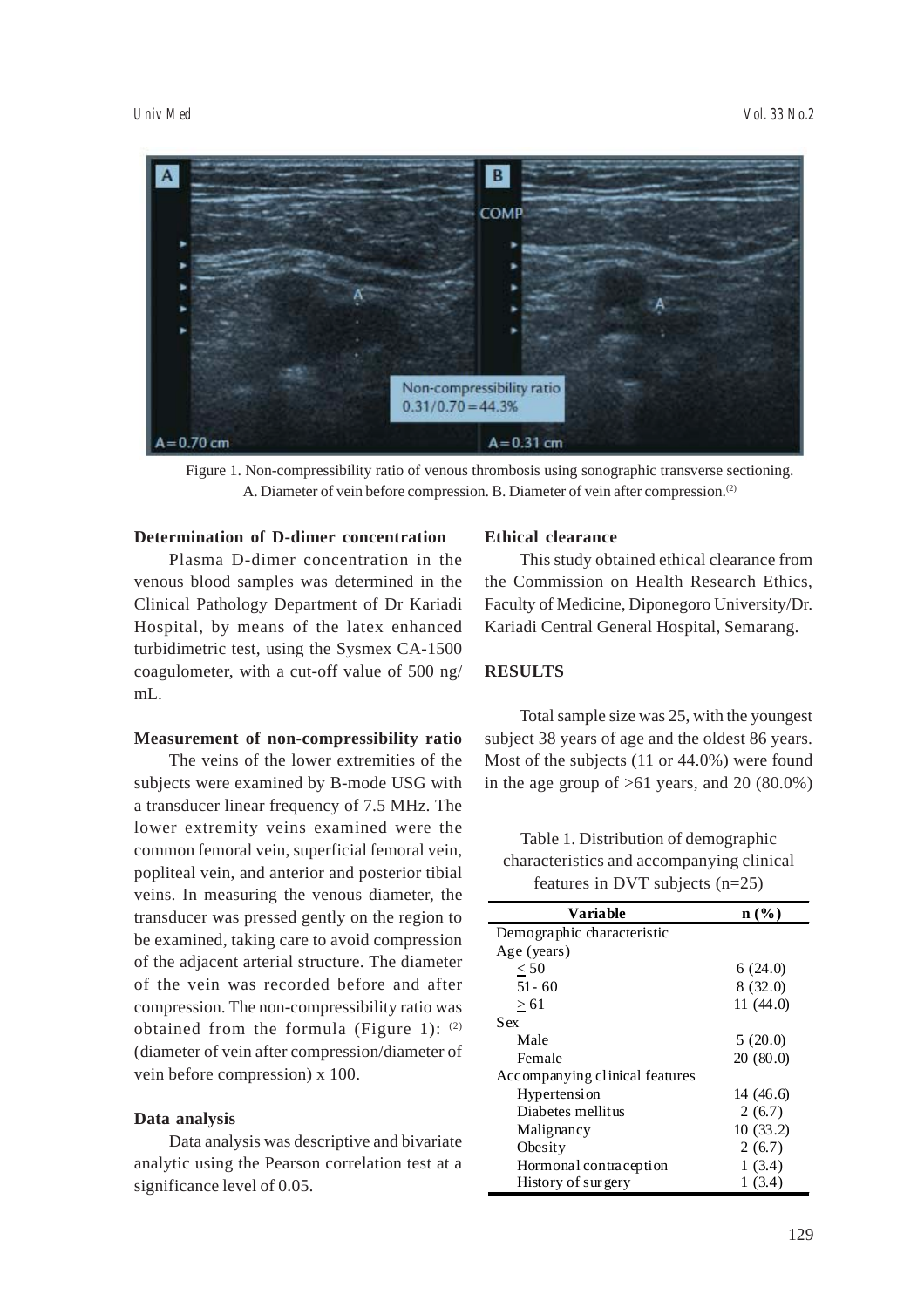Figure 1. Non-compressibility ratio of venous thrombosis using sonographic transverse sectioning. A. Diameter of vein before compression. B. Diameter of vein after compression.[2]

**Determination of D-dimer concentration**

Plasma D-dimer concentration in the venous blood samples was determined in the Clinical Pathology Department of Dr Kariadi Hospital, by means of the latex enhanced turbidimetric test, using the Sysmex CA-1500 coagulometer, with a cut-off value of 500 ng/mL.

**Measurement of non-compressibility ratio**

The veins of the lower extremities of the subjects were examined by B-mode USG with a transducer linear frequency of 7.5 MHz. The lower extremity veins examined were the common femoral vein, superficial femoral vein, popliteal vein, and anterior and posterior tibial veins. In measuring the venous diameter, the transducer was pressed gently on the region to be examined, taking care to avoid compression of the adjacent arterial structure. The diameter of the vein was recorded before and after compression. The non-compressibility ratio was obtained from the formula (Figure 1): [2] (diameter of vein after compression/diameter of vein before compression) x 100.

**Data analysis**

Data analysis was descriptive and bivariate analytic using the Pearson correlation test at a significance level of 0.05.

**Ethical clearance**

This study obtained ethical clearance from the Commission on Health Research Ethics, Faculty of Medicine, Diponegoro University/Dr. Kariadi Central General Hospital, Semarang.

**RESULTS**

Total sample size was 25, with the youngest subject 38 years of age and the oldest 86 years. Most of the subjects (11 or 44.0%) were found in the age group of >61 years, and 20 (80.0%)

Table 1. Distribution of demographic characteristics and accompanying clinical features in DVT subjects (n=25)

| Variable | n (%) |
|---|---|
| Demographic characteristic | |
| Age (years) | |
| ≤ 50 | 6 (24.0) |
| 51- 60 | 8 (32.0) |
| ≥ 61 | 11 (44.0) |
| Sex | |
| Male | 5 (20.0) |
| Female | 20 (80.0) |
| Accompanying clinical features | |
| Hypertension | 14 (46.6) |
| Diabetes mellitus | 2 (6.7) |
| Malignancy | 10 (33.2) |
| Obesity | 2 (6.7) |
| Hormonal contraception | 1 (3.4) |
| History of surgery | 1 (3.4) |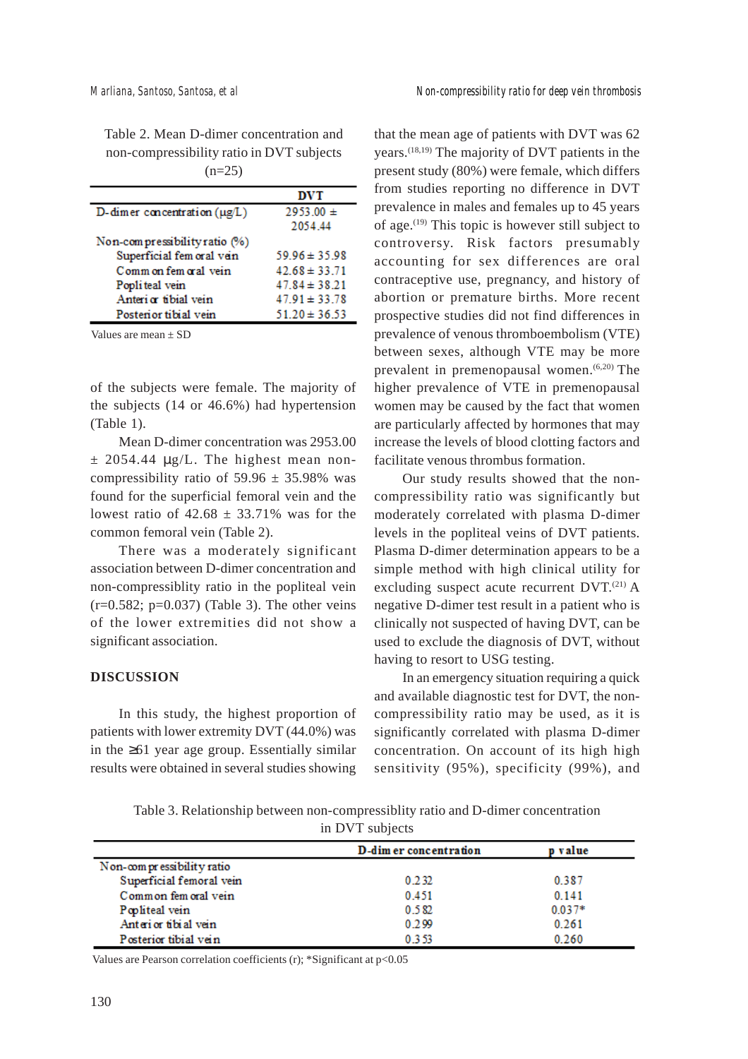Table 2. Mean D-dimer concentration and non-compressibility ratio in DVT subjects (n=25)

| | DVT |
|---|---|
| D-dimer concentration (µg/L) | 2953.00 ± 2054.44 |
| Non-compressibility ratio (%) | |
| Superficial femoral vein | 59.96 ± 35.98 |
| Common femoral vein | 42.68 ± 33.71 |
| Popliteal vein | 47.84 ± 38.21 |
| Anterior tibial vein | 47.91 ± 33.78 |
| Posterior tibial vein | 51.20 ± 36.53 |

Values are mean ± SD

of the subjects were female. The majority of the subjects (14 or 46.6%) had hypertension (Table 1).

Mean D-dimer concentration was 2953.00 ± 2054.44 µg/L. The highest mean non-compressibility ratio of 59.96 ± 35.98% was found for the superficial femoral vein and the lowest ratio of 42.68 ± 33.71% was for the common femoral vein (Table 2).

There was a moderately significant association between D-dimer concentration and non-compressiblity ratio in the popliteal vein ($r=0.582$; $p=0.037$) (Table 3). The other veins of the lower extremities did not show a significant association.

## DISCUSSION

In this study, the highest proportion of patients with lower extremity DVT (44.0%) was in the ≥61 year age group. Essentially similar results were obtained in several studies showing that the mean age of patients with DVT was 62 years.[18,19] The majority of DVT patients in the present study (80%) were female, which differs from studies reporting no difference in DVT prevalence in males and females up to 45 years of age.[19] This topic is however still subject to controversy. Risk factors presumably accounting for sex differences are oral contraceptive use, pregnancy, and history of abortion or premature births. More recent prospective studies did not find differences in prevalence of venous thromboembolism (VTE) between sexes, although VTE may be more prevalent in premenopausal women.[6,20] The higher prevalence of VTE in premenopausal women may be caused by the fact that women are particularly affected by hormones that may increase the levels of blood clotting factors and facilitate venous thrombus formation.

Our study results showed that the non-compressibility ratio was significantly but moderately correlated with plasma D-dimer levels in the popliteal veins of DVT patients. Plasma D-dimer determination appears to be a simple method with high clinical utility for excluding suspect acute recurrent DVT.[21] A negative D-dimer test result in a patient who is clinically not suspected of having DVT, can be used to exclude the diagnosis of DVT, without having to resort to USG testing.

In an emergency situation requiring a quick and available diagnostic test for DVT, the non-compressibility ratio may be used, as it is significantly correlated with plasma D-dimer concentration. On account of its high high sensitivity (95%), specificity (99%), and

Table 3. Relationship between non-compressiblity ratio and D-dimer concentration in DVT subjects

| | D-dimer concentration | p value |
|---|---|---|
| Non-compressibility ratio | | |
| Superficial femoral vein | 0.232 | 0.387 |
| Common femoral vein | 0.451 | 0.141 |
| Popliteal vein | 0.582 | 0.037* |
| Anterior tibial vein | 0.299 | 0.261 |
| Posterior tibial vein | 0.353 | 0.260 |

Values are Pearson correlation coefficients (r); *Significant at $p<0.05$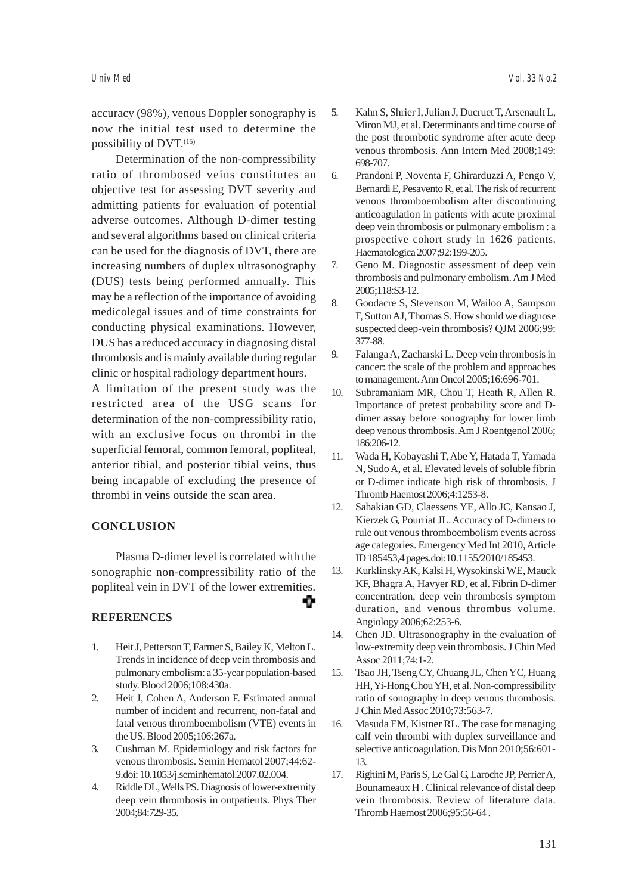accuracy (98%), venous Doppler sonography is now the initial test used to determine the possibility of DVT.[15]

Determination of the non-compressibility ratio of thrombosed veins constitutes an objective test for assessing DVT severity and admitting patients for evaluation of potential adverse outcomes. Although D-dimer testing and several algorithms based on clinical criteria can be used for the diagnosis of DVT, there are increasing numbers of duplex ultrasonography (DUS) tests being performed annually. This may be a reflection of the importance of avoiding medicolegal issues and of time constraints for conducting physical examinations. However, DUS has a reduced accuracy in diagnosing distal thrombosis and is mainly available during regular clinic or hospital radiology department hours.

A limitation of the present study was the restricted area of the USG scans for determination of the non-compressibility ratio, with an exclusive focus on thrombi in the superficial femoral, common femoral, popliteal, anterior tibial, and posterior tibial veins, thus being incapable of excluding the presence of thrombi in veins outside the scan area.

## CONCLUSION

Plasma D-dimer level is correlated with the sonographic non-compressibility ratio of the popliteal vein in DVT of the lower extremities.

## REFERENCES

1. Heit J, Petterson T, Farmer S, Bailey K, Melton L. Trends in incidence of deep vein thrombosis and pulmonary embolism: a 35-year population-based study. Blood 2006;108:430a.
2. Heit J, Cohen A, Anderson F. Estimated annual number of incident and recurrent, non-fatal and fatal venous thromboembolism (VTE) events in the US. Blood 2005;106:267a.
3. Cushman M. Epidemiology and risk factors for venous thrombosis. Semin Hematol 2007;44:62-9.doi: 10.1053/j.seminhematol.2007.02.004.
4. Riddle DL, Wells PS. Diagnosis of lower-extremity deep vein thrombosis in outpatients. Phys Ther 2004;84:729-35.
5. Kahn S, Shrier I, Julian J, Ducruet T, Arsenault L, Miron MJ, et al. Determinants and time course of the post thrombotic syndrome after acute deep venous thrombosis. Ann Intern Med 2008;149: 698-707.
6. Prandoni P, Noventa F, Ghirarduzzi A, Pengo V, Bernardi E, Pesavento R, et al. The risk of recurrent venous thromboembolism after discontinuing anticoagulation in patients with acute proximal deep vein thrombosis or pulmonary embolism : a prospective cohort study in 1626 patients. Haematologica 2007;92:199-205.
7. Geno M. Diagnostic assessment of deep vein thrombosis and pulmonary embolism. Am J Med 2005;118:S3-12.
8. Goodacre S, Stevenson M, Wailoo A, Sampson F, Sutton AJ, Thomas S. How should we diagnose suspected deep-vein thrombosis? QJM 2006;99: 377-88.
9. Falanga A, Zacharski L. Deep vein thrombosis in cancer: the scale of the problem and approaches to management. Ann Oncol 2005;16:696-701.
10. Subramaniam MR, Chou T, Heath R, Allen R. Importance of pretest probability score and D-dimer assay before sonography for lower limb deep venous thrombosis. Am J Roentgenol 2006; 186:206-12.
11. Wada H, Kobayashi T, Abe Y, Hatada T, Yamada N, Sudo A, et al. Elevated levels of soluble fibrin or D-dimer indicate high risk of thrombosis. J Thromb Haemost 2006;4:1253-8.
12. Sahakian GD, Claessens YE, Allo JC, Kansao J, Kierzek G, Pourriat JL. Accuracy of D-dimers to rule out venous thromboembolism events across age categories. Emergency Med Int 2010, Article ID 185453,4 pages.doi:10.1155/2010/185453.
13. Kurklinsky AK, Kalsi H, Wysokinski WE, Mauck KF, Bhagra A, Havyer RD, et al. Fibrin D-dimer concentration, deep vein thrombosis symptom duration, and venous thrombus volume. Angiology 2006;62:253-6.
14. Chen JD. Ultrasonography in the evaluation of low-extremity deep vein thrombosis. J Chin Med Assoc 2011;74:1-2.
15. Tsao JH, Tseng CY, Chuang JL, Chen YC, Huang HH, Yi-Hong Chou YH, et al. Non-compressibility ratio of sonography in deep venous thrombosis. J Chin Med Assoc 2010;73:563-7.
16. Masuda EM, Kistner RL. The case for managing calf vein thrombi with duplex surveillance and selective anticoagulation. Dis Mon 2010;56:601-13.
17. Righini M, Paris S, Le Gal G, Laroche JP, Perrier A, Bounameaux H . Clinical relevance of distal deep vein thrombosis. Review of literature data. Thromb Haemost 2006;95:56-64 .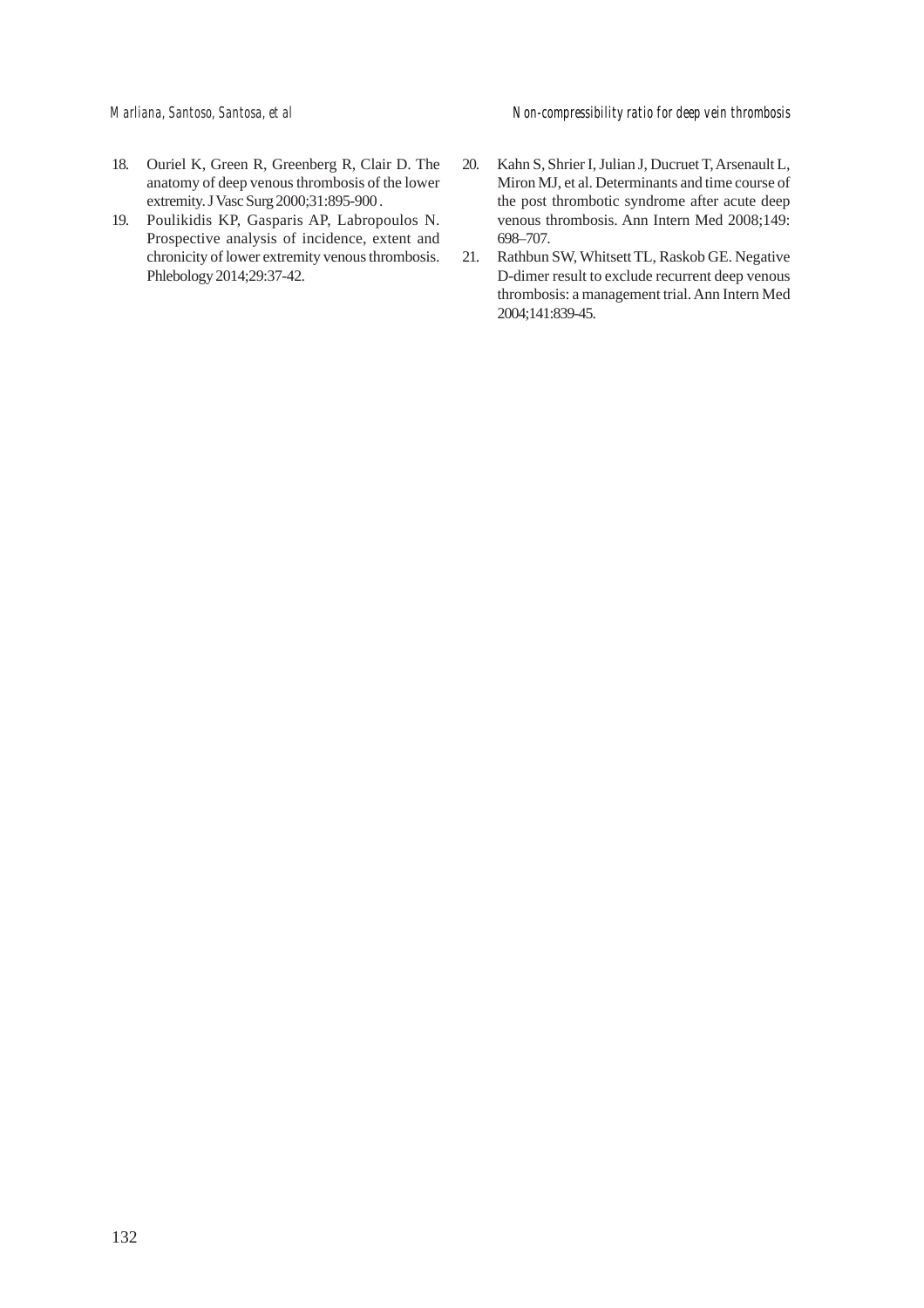18. Ouriel K, Green R, Greenberg R, Clair D. The anatomy of deep venous thrombosis of the lower extremity. J Vasc Surg 2000;31:895-900 .
19. Poulikidis KP, Gasparis AP, Labropoulos N. Prospective analysis of incidence, extent and chronicity of lower extremity venous thrombosis. Phlebology 2014;29:37-42.
20. Kahn S, Shrier I, Julian J, Ducruet T, Arsenault L, Miron MJ, et al. Determinants and time course of the post thrombotic syndrome after acute deep venous thrombosis. Ann Intern Med 2008;149: 698–707.
21. Rathbun SW, Whitsett TL, Raskob GE. Negative D-dimer result to exclude recurrent deep venous thrombosis: a management trial. Ann Intern Med 2004;141:839-45.